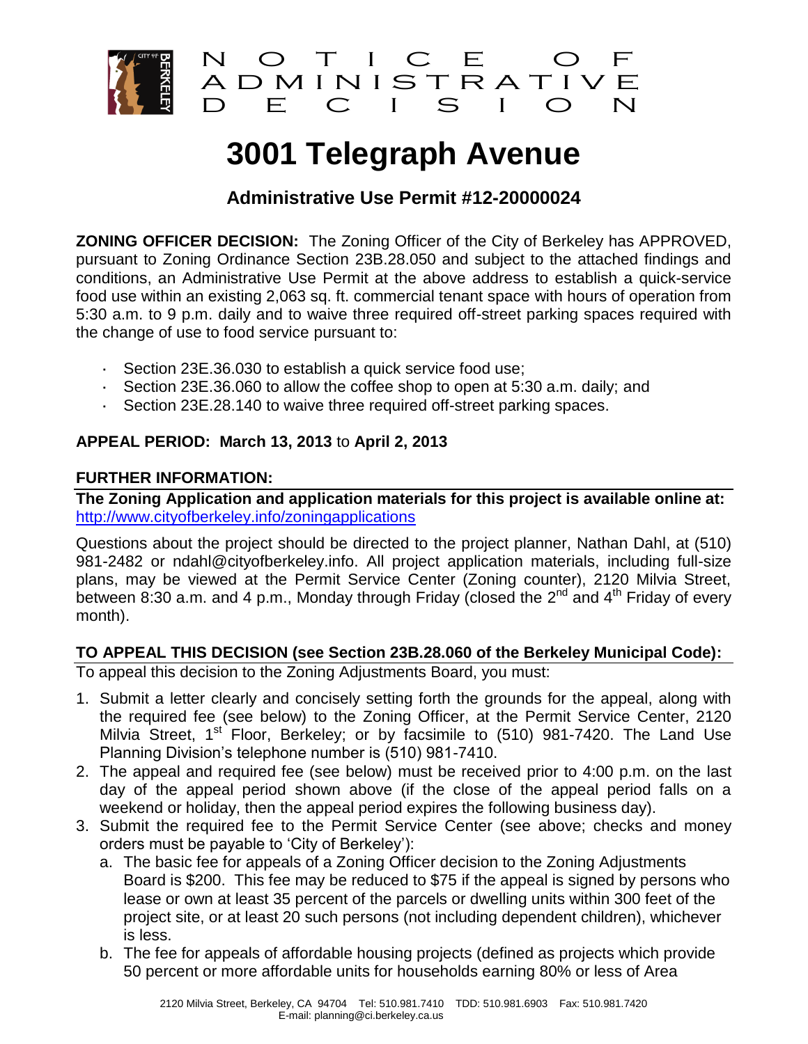# NOTICE OF ADMINISTRATIVE DECISION

# 3001 Telegraph Avenue

## Administrative Use Permit #12-20000024

**ZONING OFFICER DECISION:** The Zoning Officer of the City of Berkeley has APPROVED, pursuant to Zoning Ordinance Section 23B.28.050 and subject to the attached findings and conditions, an Administrative Use Permit at the above address to establish a quick-service food use within an existing 2,063 sq. ft. commercial tenant space with hours of operation from 5:30 a.m. to 9 p.m. daily and to waive three required off-street parking spaces required with the change of use to food service pursuant to:

- Section 23E.36.030 to establish a quick service food use;
- Section 23E.36.060 to allow the coffee shop to open at 5:30 a.m. daily; and
- Section 23E.28.140 to waive three required off-street parking spaces.

**APPEAL PERIOD: March 13, 2013** to **April 2, 2013**

**FURTHER INFORMATION:**

**The Zoning Application and application materials for this project is available online at:** http://www.cityofberkeley.info/zoningapplications

Questions about the project should be directed to the project planner, Nathan Dahl, at (510) 981-2482 or ndahl@cityofberkeley.info. All project application materials, including full-size plans, may be viewed at the Permit Service Center (Zoning counter), 2120 Milvia Street, between 8:30 a.m. and 4 p.m., Monday through Friday (closed the 2nd and 4th Friday of every month).

**TO APPEAL THIS DECISION (see Section 23B.28.060 of the Berkeley Municipal Code):**

To appeal this decision to the Zoning Adjustments Board, you must:

1. Submit a letter clearly and concisely setting forth the grounds for the appeal, along with the required fee (see below) to the Zoning Officer, at the Permit Service Center, 2120 Milvia Street, 1st Floor, Berkeley; or by facsimile to (510) 981-7420. The Land Use Planning Division's telephone number is (510) 981-7410.
2. The appeal and required fee (see below) must be received prior to 4:00 p.m. on the last day of the appeal period shown above (if the close of the appeal period falls on a weekend or holiday, then the appeal period expires the following business day).
3. Submit the required fee to the Permit Service Center (see above; checks and money orders must be payable to 'City of Berkeley'):
   a. The basic fee for appeals of a Zoning Officer decision to the Zoning Adjustments Board is $200. This fee may be reduced to $75 if the appeal is signed by persons who lease or own at least 35 percent of the parcels or dwelling units within 300 feet of the project site, or at least 20 such persons (not including dependent children), whichever is less.
   b. The fee for appeals of affordable housing projects (defined as projects which provide 50 percent or more affordable units for households earning 80% or less of Area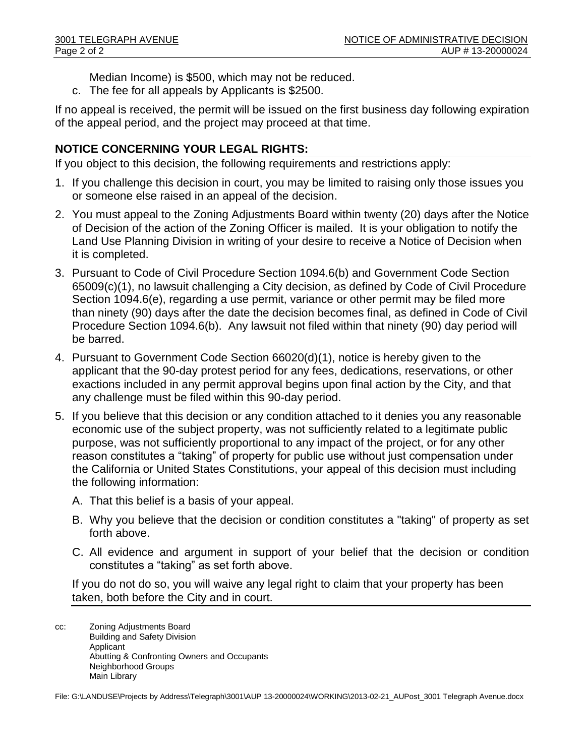Median Income) is $500, which may not be reduced.

c. The fee for all appeals by Applicants is $2500.

If no appeal is received, the permit will be issued on the first business day following expiration of the appeal period, and the project may proceed at that time.

## NOTICE CONCERNING YOUR LEGAL RIGHTS:

If you object to this decision, the following requirements and restrictions apply:

1. If you challenge this decision in court, you may be limited to raising only those issues you or someone else raised in an appeal of the decision.
2. You must appeal to the Zoning Adjustments Board within twenty (20) days after the Notice of Decision of the action of the Zoning Officer is mailed. It is your obligation to notify the Land Use Planning Division in writing of your desire to receive a Notice of Decision when it is completed.
3. Pursuant to Code of Civil Procedure Section 1094.6(b) and Government Code Section 65009(c)(1), no lawsuit challenging a City decision, as defined by Code of Civil Procedure Section 1094.6(e), regarding a use permit, variance or other permit may be filed more than ninety (90) days after the date the decision becomes final, as defined in Code of Civil Procedure Section 1094.6(b). Any lawsuit not filed within that ninety (90) day period will be barred.
4. Pursuant to Government Code Section 66020(d)(1), notice is hereby given to the applicant that the 90-day protest period for any fees, dedications, reservations, or other exactions included in any permit approval begins upon final action by the City, and that any challenge must be filed within this 90-day period.
5. If you believe that this decision or any condition attached to it denies you any reasonable economic use of the subject property, was not sufficiently related to a legitimate public purpose, was not sufficiently proportional to any impact of the project, or for any other reason constitutes a "taking" of property for public use without just compensation under the California or United States Constitutions, your appeal of this decision must including the following information:

   A. That this belief is a basis of your appeal.

   B. Why you believe that the decision or condition constitutes a "taking" of property as set forth above.

   C. All evidence and argument in support of your belief that the decision or condition constitutes a "taking" as set forth above.

   If you do not do so, you will waive any legal right to claim that your property has been taken, both before the City and in court.

cc: Zoning Adjustments Board
Building and Safety Division
Applicant
Abutting & Confronting Owners and Occupants
Neighborhood Groups
Main Library

File: G:\LANDUSE\Projects by Address\Telegraph\3001\AUP 13-20000024\WORKING\2013-02-21_AUPost_3001 Telegraph Avenue.docx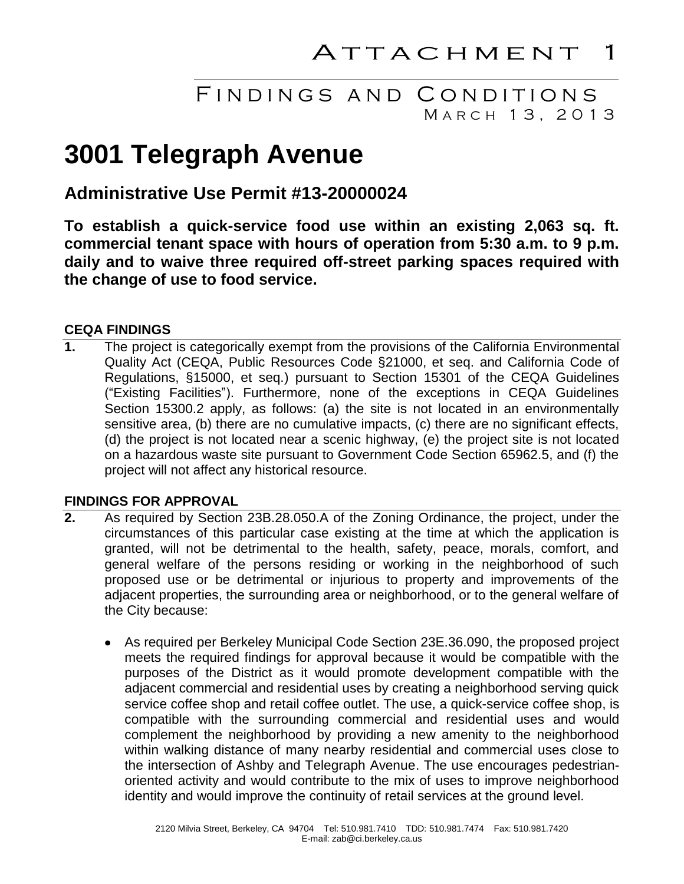# Attachment 1

## Findings and Conditions

March 13, 2013

# 3001 Telegraph Avenue

## Administrative Use Permit #13-20000024

**To establish a quick-service food use within an existing 2,063 sq. ft. commercial tenant space with hours of operation from 5:30 a.m. to 9 p.m. daily and to waive three required off-street parking spaces required with the change of use to food service.**

### CEQA FINDINGS

**1.** The project is categorically exempt from the provisions of the California Environmental Quality Act (CEQA, Public Resources Code §21000, et seq. and California Code of Regulations, §15000, et seq.) pursuant to Section 15301 of the CEQA Guidelines ("Existing Facilities"). Furthermore, none of the exceptions in CEQA Guidelines Section 15300.2 apply, as follows: (a) the site is not located in an environmentally sensitive area, (b) there are no cumulative impacts, (c) there are no significant effects, (d) the project is not located near a scenic highway, (e) the project site is not located on a hazardous waste site pursuant to Government Code Section 65962.5, and (f) the project will not affect any historical resource.

### FINDINGS FOR APPROVAL

**2.** As required by Section 23B.28.050.A of the Zoning Ordinance, the project, under the circumstances of this particular case existing at the time at which the application is granted, will not be detrimental to the health, safety, peace, morals, comfort, and general welfare of the persons residing or working in the neighborhood of such proposed use or be detrimental or injurious to property and improvements of the adjacent properties, the surrounding area or neighborhood, or to the general welfare of the City because:

- As required per Berkeley Municipal Code Section 23E.36.090, the proposed project meets the required findings for approval because it would be compatible with the purposes of the District as it would promote development compatible with the adjacent commercial and residential uses by creating a neighborhood serving quick service coffee shop and retail coffee outlet. The use, a quick-service coffee shop, is compatible with the surrounding commercial and residential uses and would complement the neighborhood by providing a new amenity to the neighborhood within walking distance of many nearby residential and commercial uses close to the intersection of Ashby and Telegraph Avenue. The use encourages pedestrian-oriented activity and would contribute to the mix of uses to improve neighborhood identity and would improve the continuity of retail services at the ground level.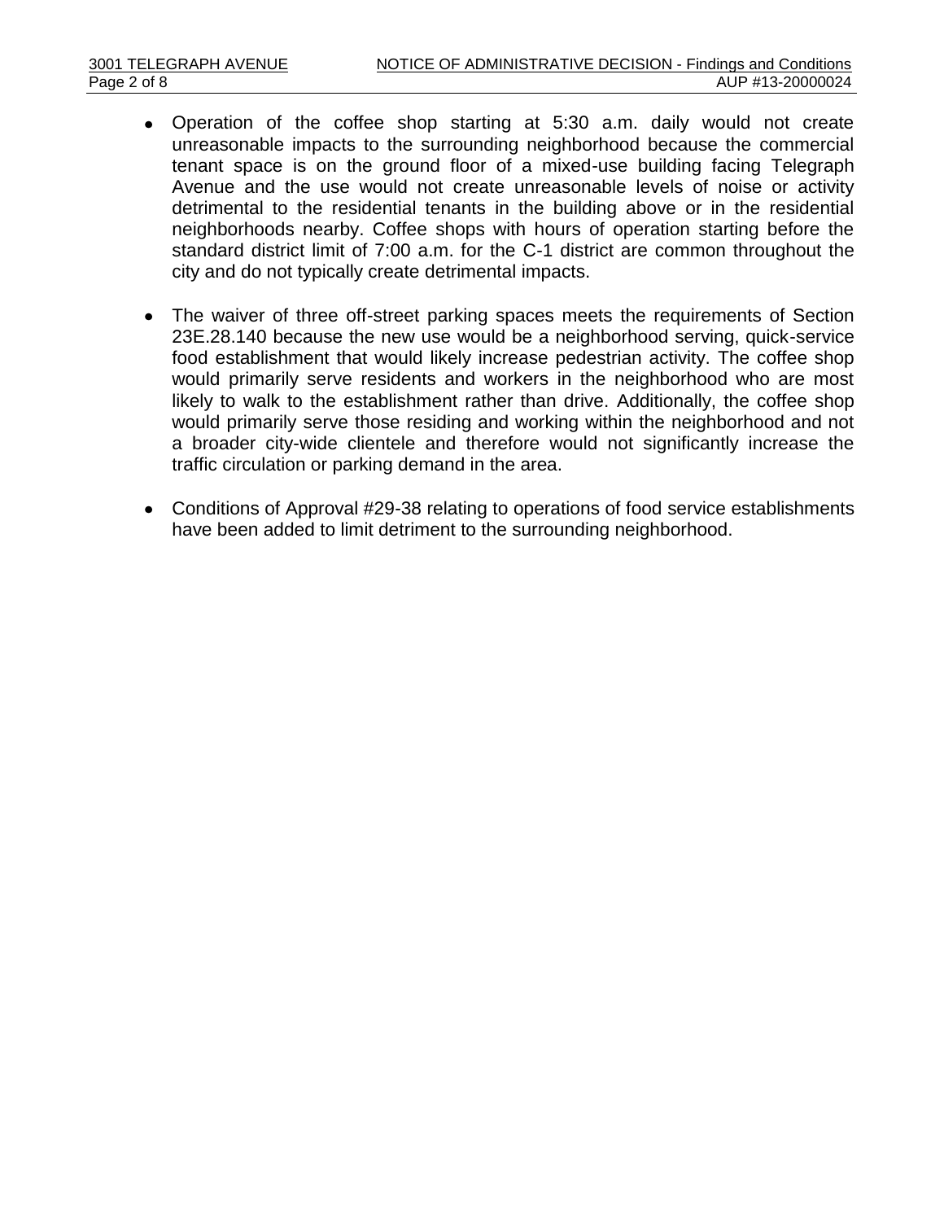- Operation of the coffee shop starting at 5:30 a.m. daily would not create unreasonable impacts to the surrounding neighborhood because the commercial tenant space is on the ground floor of a mixed-use building facing Telegraph Avenue and the use would not create unreasonable levels of noise or activity detrimental to the residential tenants in the building above or in the residential neighborhoods nearby. Coffee shops with hours of operation starting before the standard district limit of 7:00 a.m. for the C-1 district are common throughout the city and do not typically create detrimental impacts.

- The waiver of three off-street parking spaces meets the requirements of Section 23E.28.140 because the new use would be a neighborhood serving, quick-service food establishment that would likely increase pedestrian activity. The coffee shop would primarily serve residents and workers in the neighborhood who are most likely to walk to the establishment rather than drive. Additionally, the coffee shop would primarily serve those residing and working within the neighborhood and not a broader city-wide clientele and therefore would not significantly increase the traffic circulation or parking demand in the area.

- Conditions of Approval #29-38 relating to operations of food service establishments have been added to limit detriment to the surrounding neighborhood.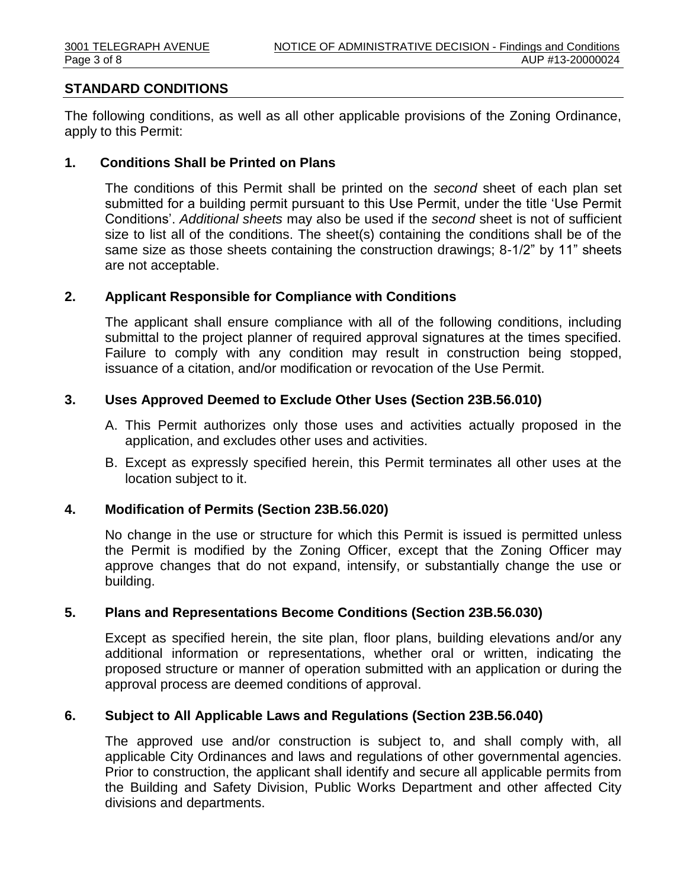## STANDARD CONDITIONS

The following conditions, as well as all other applicable provisions of the Zoning Ordinance, apply to this Permit:

### 1. Conditions Shall be Printed on Plans

The conditions of this Permit shall be printed on the *second* sheet of each plan set submitted for a building permit pursuant to this Use Permit, under the title 'Use Permit Conditions'. *Additional sheets* may also be used if the *second* sheet is not of sufficient size to list all of the conditions. The sheet(s) containing the conditions shall be of the same size as those sheets containing the construction drawings; 8-1/2" by 11" sheets are not acceptable.

### 2. Applicant Responsible for Compliance with Conditions

The applicant shall ensure compliance with all of the following conditions, including submittal to the project planner of required approval signatures at the times specified. Failure to comply with any condition may result in construction being stopped, issuance of a citation, and/or modification or revocation of the Use Permit.

### 3. Uses Approved Deemed to Exclude Other Uses (Section 23B.56.010)

A. This Permit authorizes only those uses and activities actually proposed in the application, and excludes other uses and activities.

B. Except as expressly specified herein, this Permit terminates all other uses at the location subject to it.

### 4. Modification of Permits (Section 23B.56.020)

No change in the use or structure for which this Permit is issued is permitted unless the Permit is modified by the Zoning Officer, except that the Zoning Officer may approve changes that do not expand, intensify, or substantially change the use or building.

### 5. Plans and Representations Become Conditions (Section 23B.56.030)

Except as specified herein, the site plan, floor plans, building elevations and/or any additional information or representations, whether oral or written, indicating the proposed structure or manner of operation submitted with an application or during the approval process are deemed conditions of approval.

### 6. Subject to All Applicable Laws and Regulations (Section 23B.56.040)

The approved use and/or construction is subject to, and shall comply with, all applicable City Ordinances and laws and regulations of other governmental agencies. Prior to construction, the applicant shall identify and secure all applicable permits from the Building and Safety Division, Public Works Department and other affected City divisions and departments.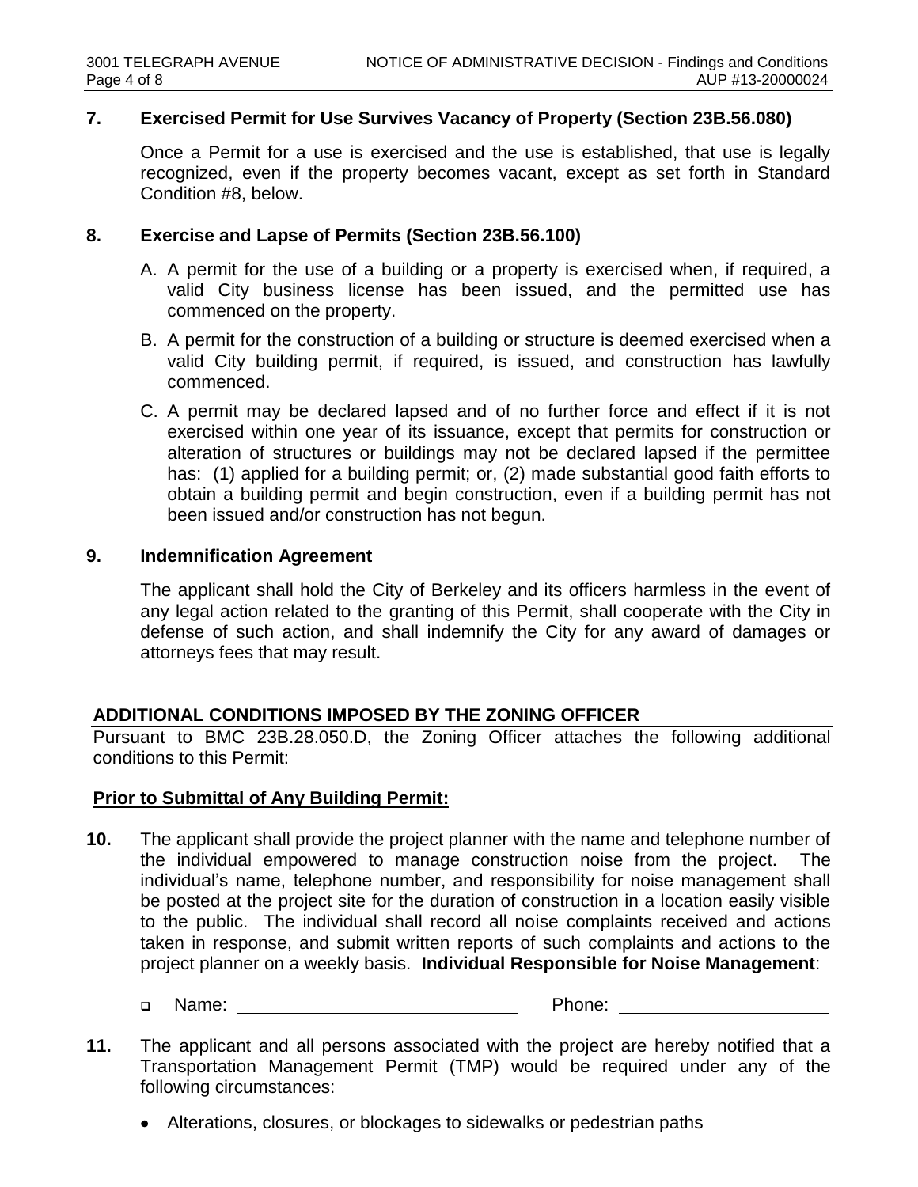### 7. Exercised Permit for Use Survives Vacancy of Property (Section 23B.56.080)

Once a Permit for a use is exercised and the use is established, that use is legally recognized, even if the property becomes vacant, except as set forth in Standard Condition #8, below.

### 8. Exercise and Lapse of Permits (Section 23B.56.100)

A. A permit for the use of a building or a property is exercised when, if required, a valid City business license has been issued, and the permitted use has commenced on the property.

B. A permit for the construction of a building or structure is deemed exercised when a valid City building permit, if required, is issued, and construction has lawfully commenced.

C. A permit may be declared lapsed and of no further force and effect if it is not exercised within one year of its issuance, except that permits for construction or alteration of structures or buildings may not be declared lapsed if the permittee has: (1) applied for a building permit; or, (2) made substantial good faith efforts to obtain a building permit and begin construction, even if a building permit has not been issued and/or construction has not begun.

### 9. Indemnification Agreement

The applicant shall hold the City of Berkeley and its officers harmless in the event of any legal action related to the granting of this Permit, shall cooperate with the City in defense of such action, and shall indemnify the City for any award of damages or attorneys fees that may result.

## ADDITIONAL CONDITIONS IMPOSED BY THE ZONING OFFICER

Pursuant to BMC 23B.28.050.D, the Zoning Officer attaches the following additional conditions to this Permit:

**Prior to Submittal of Any Building Permit:**

**10.** The applicant shall provide the project planner with the name and telephone number of the individual empowered to manage construction noise from the project. The individual's name, telephone number, and responsibility for noise management shall be posted at the project site for the duration of construction in a location easily visible to the public. The individual shall record all noise complaints received and actions taken in response, and submit written reports of such complaints and actions to the project planner on a weekly basis. **Individual Responsible for Noise Management**:

- ☐ Name: ______________________ Phone: ____________________

**11.** The applicant and all persons associated with the project are hereby notified that a Transportation Management Permit (TMP) would be required under any of the following circumstances:

- Alterations, closures, or blockages to sidewalks or pedestrian paths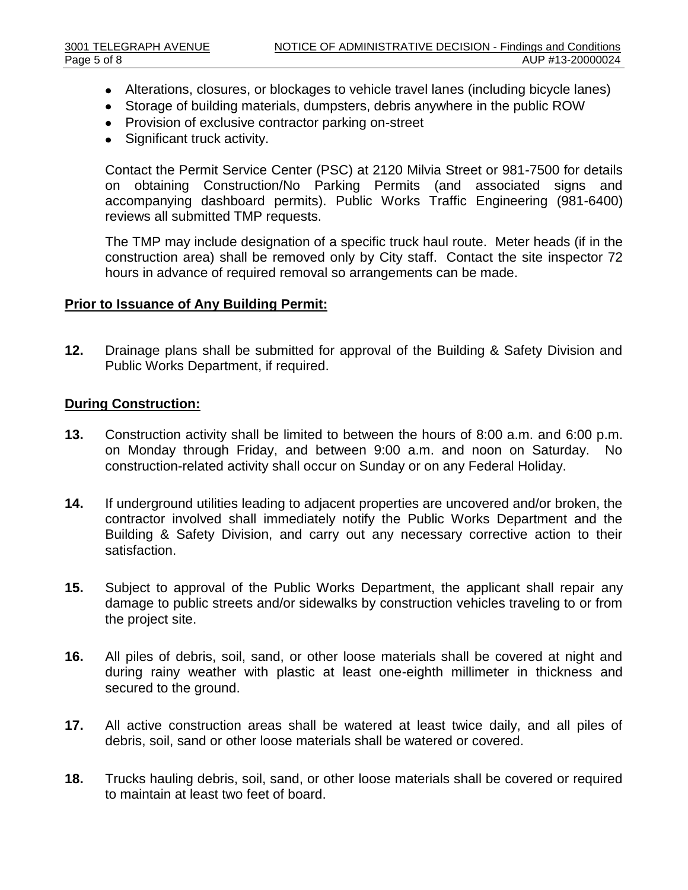- Alterations, closures, or blockages to vehicle travel lanes (including bicycle lanes)
- Storage of building materials, dumpsters, debris anywhere in the public ROW
- Provision of exclusive contractor parking on-street
- Significant truck activity.

Contact the Permit Service Center (PSC) at 2120 Milvia Street or 981-7500 for details on obtaining Construction/No Parking Permits (and associated signs and accompanying dashboard permits). Public Works Traffic Engineering (981-6400) reviews all submitted TMP requests.

The TMP may include designation of a specific truck haul route. Meter heads (if in the construction area) shall be removed only by City staff. Contact the site inspector 72 hours in advance of required removal so arrangements can be made.

**Prior to Issuance of Any Building Permit:**

**12.** Drainage plans shall be submitted for approval of the Building & Safety Division and Public Works Department, if required.

**During Construction:**

**13.** Construction activity shall be limited to between the hours of 8:00 a.m. and 6:00 p.m. on Monday through Friday, and between 9:00 a.m. and noon on Saturday. No construction-related activity shall occur on Sunday or on any Federal Holiday.

**14.** If underground utilities leading to adjacent properties are uncovered and/or broken, the contractor involved shall immediately notify the Public Works Department and the Building & Safety Division, and carry out any necessary corrective action to their satisfaction.

**15.** Subject to approval of the Public Works Department, the applicant shall repair any damage to public streets and/or sidewalks by construction vehicles traveling to or from the project site.

**16.** All piles of debris, soil, sand, or other loose materials shall be covered at night and during rainy weather with plastic at least one-eighth millimeter in thickness and secured to the ground.

**17.** All active construction areas shall be watered at least twice daily, and all piles of debris, soil, sand or other loose materials shall be watered or covered.

**18.** Trucks hauling debris, soil, sand, or other loose materials shall be covered or required to maintain at least two feet of board.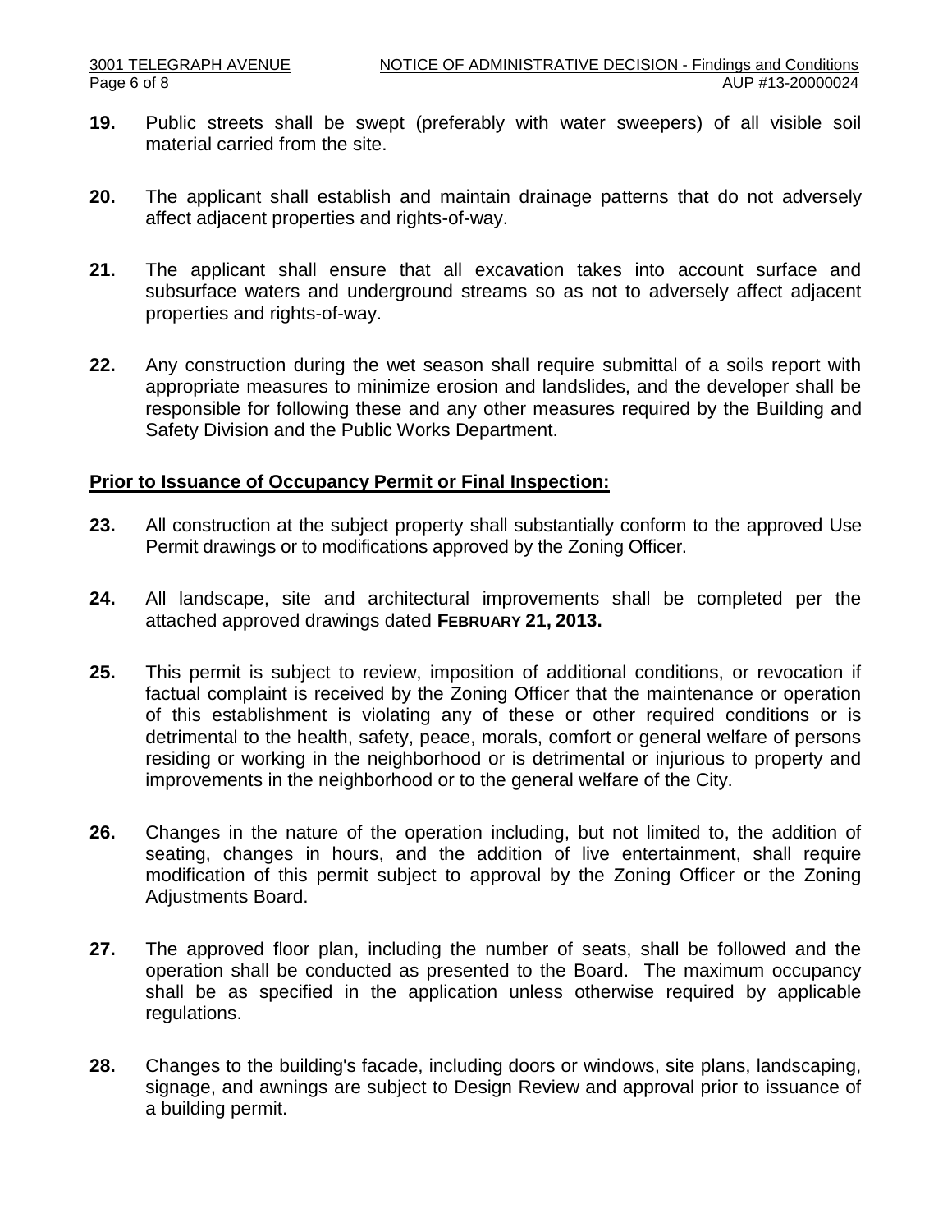**19.** Public streets shall be swept (preferably with water sweepers) of all visible soil material carried from the site.

**20.** The applicant shall establish and maintain drainage patterns that do not adversely affect adjacent properties and rights-of-way.

**21.** The applicant shall ensure that all excavation takes into account surface and subsurface waters and underground streams so as not to adversely affect adjacent properties and rights-of-way.

**22.** Any construction during the wet season shall require submittal of a soils report with appropriate measures to minimize erosion and landslides, and the developer shall be responsible for following these and any other measures required by the Building and Safety Division and the Public Works Department.

## Prior to Issuance of Occupancy Permit or Final Inspection:

**23.** All construction at the subject property shall substantially conform to the approved Use Permit drawings or to modifications approved by the Zoning Officer.

**24.** All landscape, site and architectural improvements shall be completed per the attached approved drawings dated **FEBRUARY 21, 2013.**

**25.** This permit is subject to review, imposition of additional conditions, or revocation if factual complaint is received by the Zoning Officer that the maintenance or operation of this establishment is violating any of these or other required conditions or is detrimental to the health, safety, peace, morals, comfort or general welfare of persons residing or working in the neighborhood or is detrimental or injurious to property and improvements in the neighborhood or to the general welfare of the City.

**26.** Changes in the nature of the operation including, but not limited to, the addition of seating, changes in hours, and the addition of live entertainment, shall require modification of this permit subject to approval by the Zoning Officer or the Zoning Adjustments Board.

**27.** The approved floor plan, including the number of seats, shall be followed and the operation shall be conducted as presented to the Board. The maximum occupancy shall be as specified in the application unless otherwise required by applicable regulations.

**28.** Changes to the building's facade, including doors or windows, site plans, landscaping, signage, and awnings are subject to Design Review and approval prior to issuance of a building permit.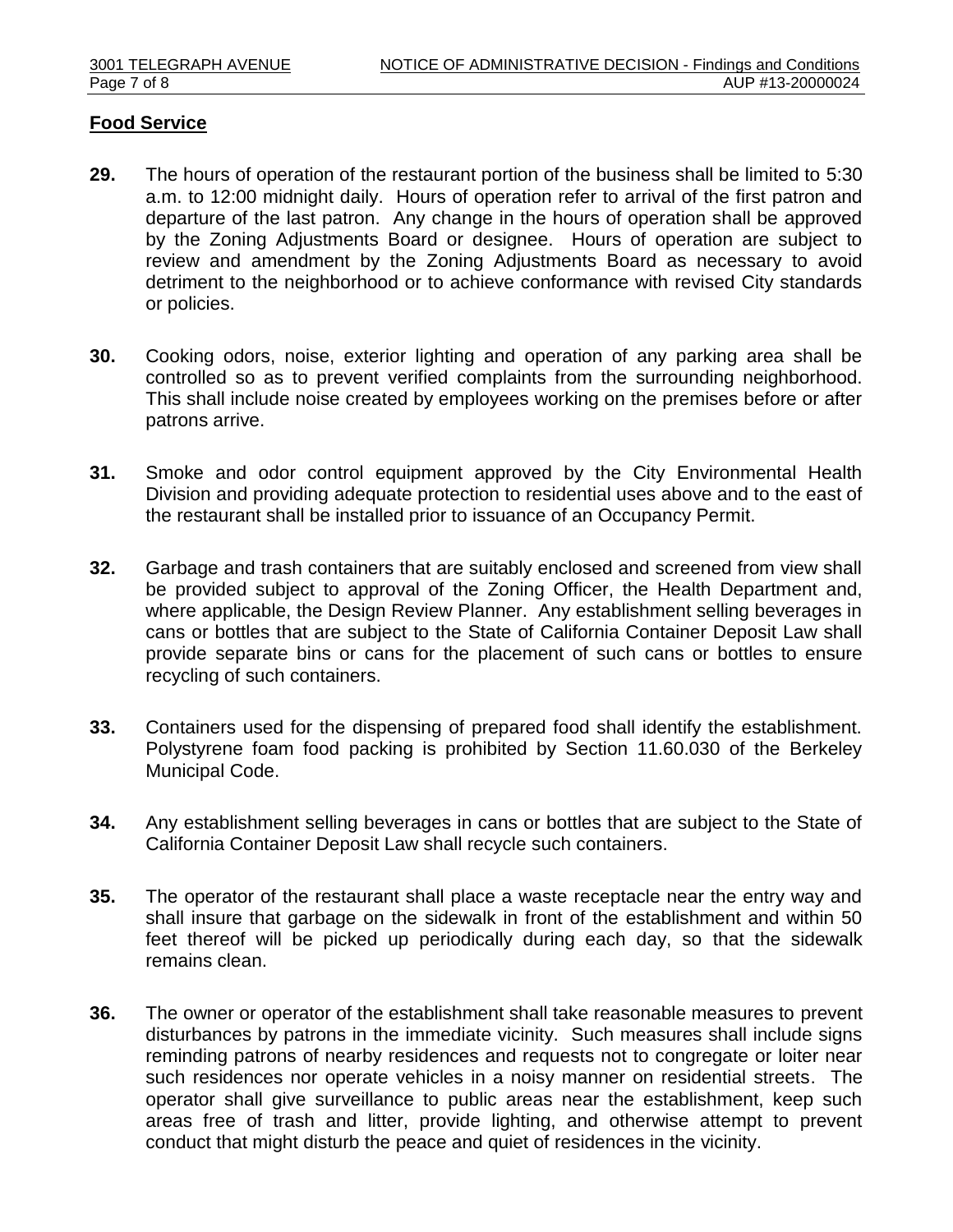## Food Service

**29.** The hours of operation of the restaurant portion of the business shall be limited to 5:30 a.m. to 12:00 midnight daily. Hours of operation refer to arrival of the first patron and departure of the last patron. Any change in the hours of operation shall be approved by the Zoning Adjustments Board or designee. Hours of operation are subject to review and amendment by the Zoning Adjustments Board as necessary to avoid detriment to the neighborhood or to achieve conformance with revised City standards or policies.

**30.** Cooking odors, noise, exterior lighting and operation of any parking area shall be controlled so as to prevent verified complaints from the surrounding neighborhood. This shall include noise created by employees working on the premises before or after patrons arrive.

**31.** Smoke and odor control equipment approved by the City Environmental Health Division and providing adequate protection to residential uses above and to the east of the restaurant shall be installed prior to issuance of an Occupancy Permit.

**32.** Garbage and trash containers that are suitably enclosed and screened from view shall be provided subject to approval of the Zoning Officer, the Health Department and, where applicable, the Design Review Planner. Any establishment selling beverages in cans or bottles that are subject to the State of California Container Deposit Law shall provide separate bins or cans for the placement of such cans or bottles to ensure recycling of such containers.

**33.** Containers used for the dispensing of prepared food shall identify the establishment. Polystyrene foam food packing is prohibited by Section 11.60.030 of the Berkeley Municipal Code.

**34.** Any establishment selling beverages in cans or bottles that are subject to the State of California Container Deposit Law shall recycle such containers.

**35.** The operator of the restaurant shall place a waste receptacle near the entry way and shall insure that garbage on the sidewalk in front of the establishment and within 50 feet thereof will be picked up periodically during each day, so that the sidewalk remains clean.

**36.** The owner or operator of the establishment shall take reasonable measures to prevent disturbances by patrons in the immediate vicinity. Such measures shall include signs reminding patrons of nearby residences and requests not to congregate or loiter near such residences nor operate vehicles in a noisy manner on residential streets. The operator shall give surveillance to public areas near the establishment, keep such areas free of trash and litter, provide lighting, and otherwise attempt to prevent conduct that might disturb the peace and quiet of residences in the vicinity.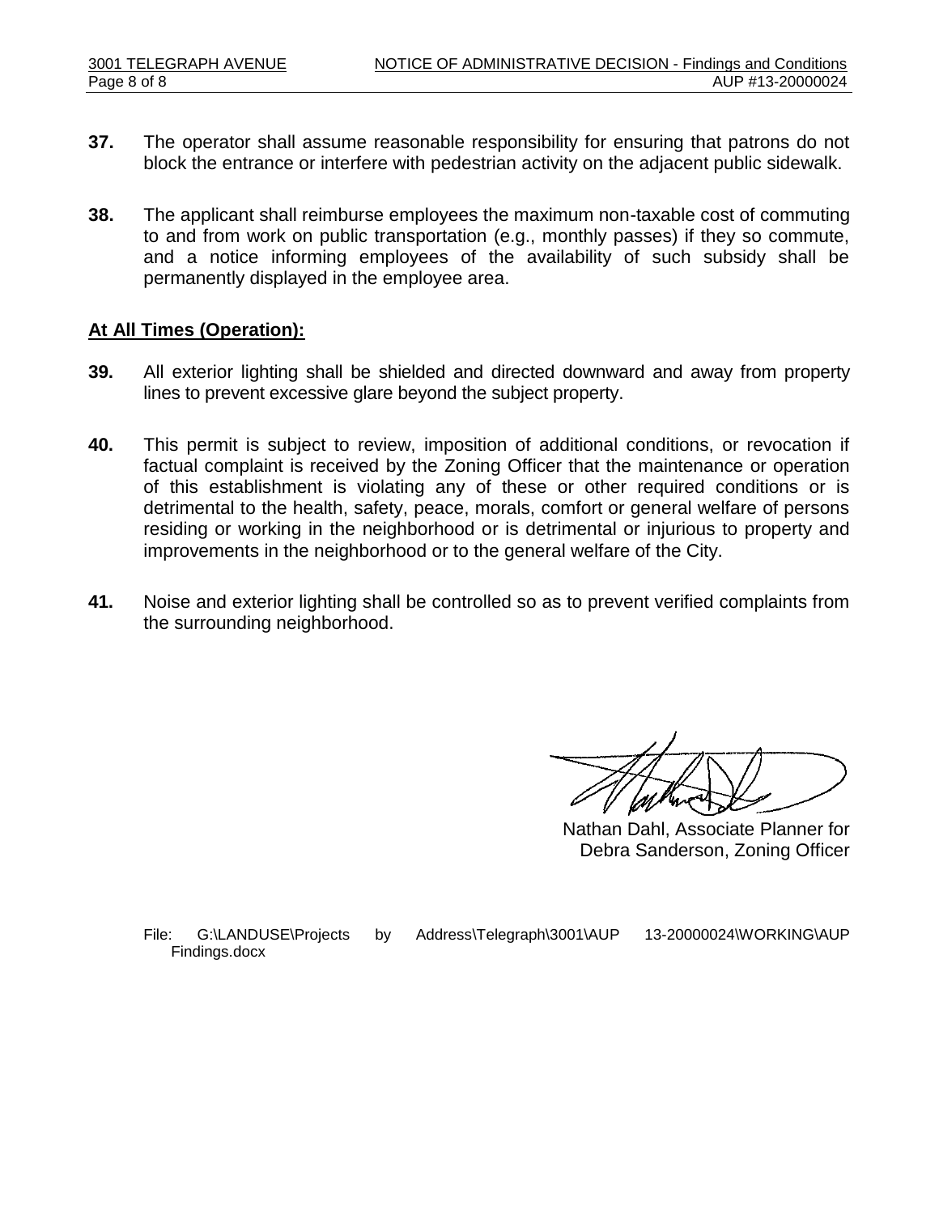**37.** The operator shall assume reasonable responsibility for ensuring that patrons do not block the entrance or interfere with pedestrian activity on the adjacent public sidewalk.

**38.** The applicant shall reimburse employees the maximum non-taxable cost of commuting to and from work on public transportation (e.g., monthly passes) if they so commute, and a notice informing employees of the availability of such subsidy shall be permanently displayed in the employee area.

## At All Times (Operation):

**39.** All exterior lighting shall be shielded and directed downward and away from property lines to prevent excessive glare beyond the subject property.

**40.** This permit is subject to review, imposition of additional conditions, or revocation if factual complaint is received by the Zoning Officer that the maintenance or operation of this establishment is violating any of these or other required conditions or is detrimental to the health, safety, peace, morals, comfort or general welfare of persons residing or working in the neighborhood or is detrimental or injurious to property and improvements in the neighborhood or to the general welfare of the City.

**41.** Noise and exterior lighting shall be controlled so as to prevent verified complaints from the surrounding neighborhood.

Nathan Dahl, Associate Planner for
Debra Sanderson, Zoning Officer

File: G:\LANDUSE\Projects by Address\Telegraph\3001\AUP 13-20000024\WORKING\AUP Findings.docx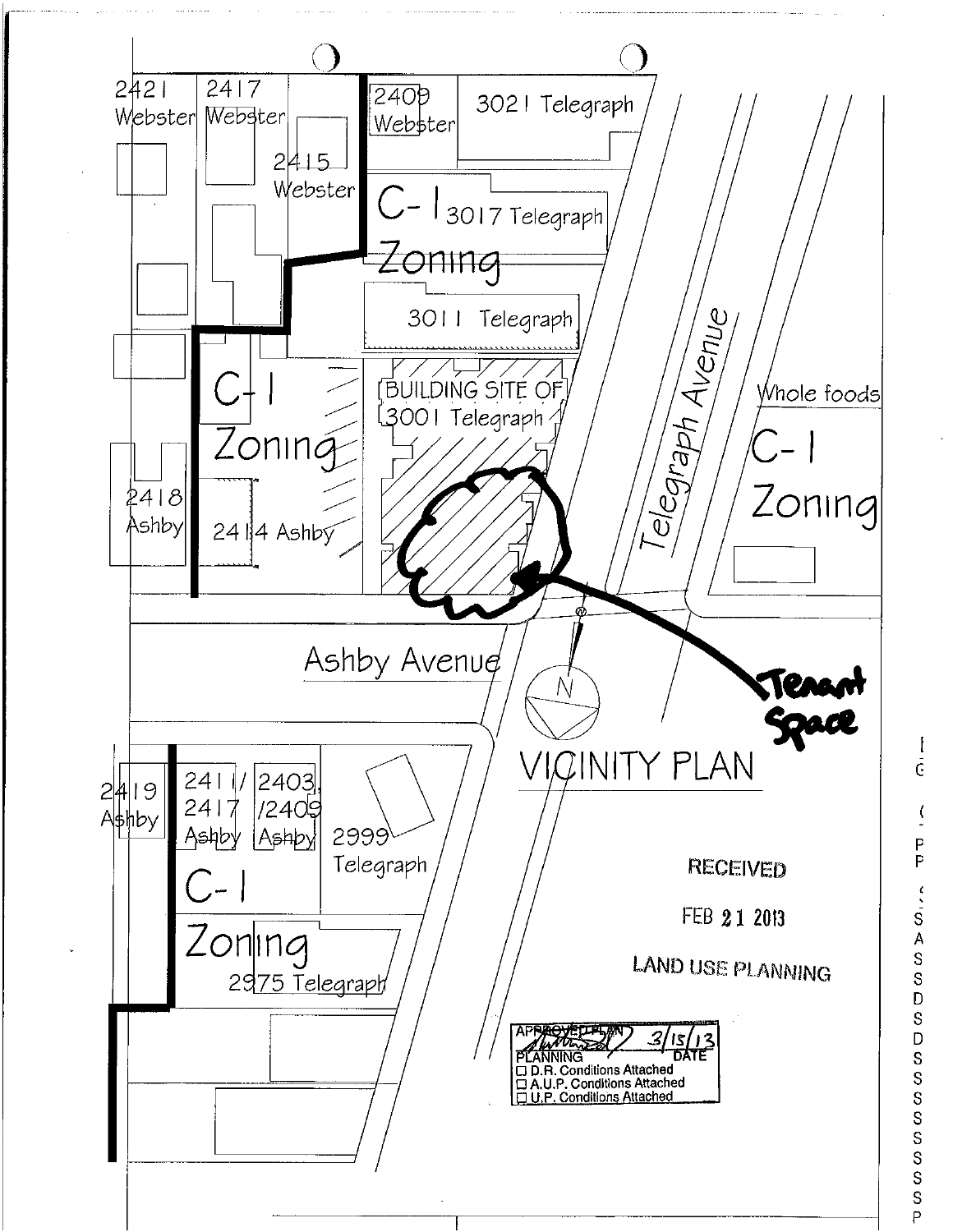2421 Webster

2417 Webster

2415 Webster

2409 Webster

3021 Telegraph

C-1 Zoning

3017 Telegraph

3011 Telegraph

BUILDING SITE OF 3001 Telegraph

C-1 Zoning

2418 Ashby

2414 Ashby

Telegraph Avenue

Whole foods

C-1 Zoning

Ashby Avenue

Tenant Space

N

# VICINITY PLAN

2419 Ashby

2411/2417 Ashby

2403/2409 Ashby

2999 Telegraph

C-1 Zoning

2975 Telegraph

RECEIVED

FEB 21 2013

LAND USE PLANNING

APPROVED PLAN 3/15/13
PLANNING DATE
☐ D.R. Conditions Attached
☐ A.U.P. Conditions Attached
☐ U.P. Conditions Attached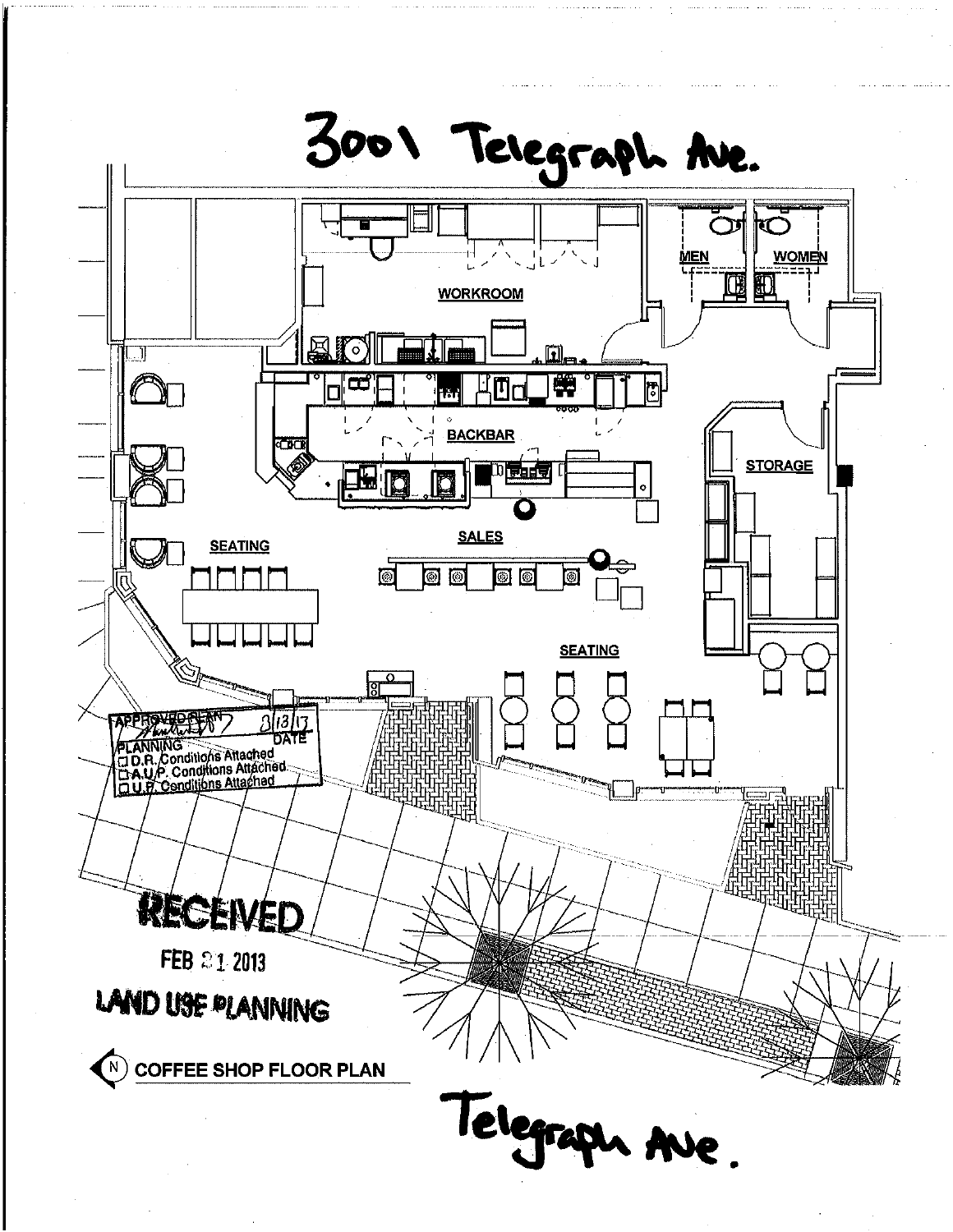3001 Telegraph Ave.

WORKROOM

MEN

WOMEN

BACKBAR

STORAGE

SEATING

SALES

SEATING

APPROVED PLAN
PLANNING
DATE 3/13/13
☐ D.R. Conditions Attached
☐ A.U.P. Conditions Attached
☐ U.P. Conditions Attached

RECEIVED
FEB 21 2013
LAND USE PLANNING

(N) COFFEE SHOP FLOOR PLAN

Telegraph Ave.